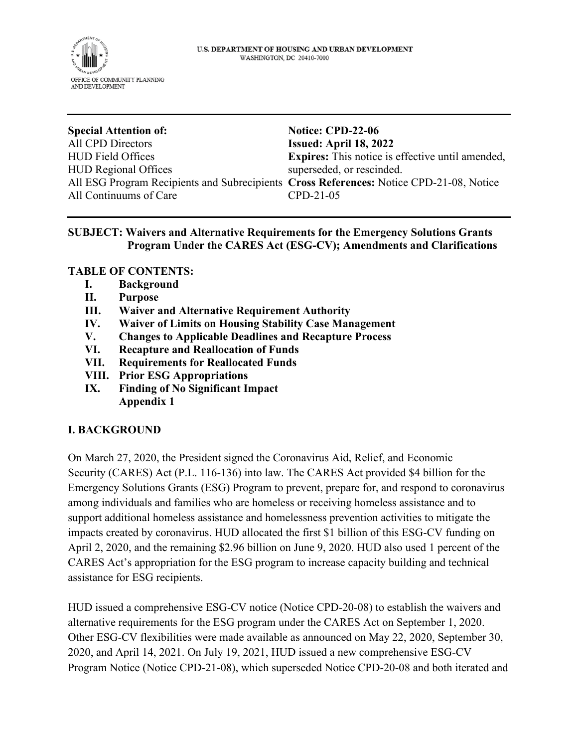U.S. DEPARTMENT OF HOUSING AND URBAN DEVELOPMENT
WASHINGTON, DC 20410-7000

OFFICE OF COMMUNITY PLANNING AND DEVELOPMENT

---

**Special Attention of:**
All CPD Directors
HUD Field Offices
HUD Regional Offices
All ESG Program Recipients and Subrecipients
All Continuums of Care

**Notice: CPD-22-06**
**Issued: April 18, 2022**
**Expires:** This notice is effective until amended, superseded, or rescinded.
**Cross References:** Notice CPD-21-08, Notice CPD-21-05

---

**SUBJECT: Waivers and Alternative Requirements for the Emergency Solutions Grants Program Under the CARES Act (ESG-CV); Amendments and Clarifications**

**TABLE OF CONTENTS:**

- **I. Background**
- **II. Purpose**
- **III. Waiver and Alternative Requirement Authority**
- **IV. Waiver of Limits on Housing Stability Case Management**
- **V. Changes to Applicable Deadlines and Recapture Process**
- **VI. Recapture and Reallocation of Funds**
- **VII. Requirements for Reallocated Funds**
- **VIII. Prior ESG Appropriations**
- **IX. Finding of No Significant Impact**
- **Appendix 1**

## I. BACKGROUND

On March 27, 2020, the President signed the Coronavirus Aid, Relief, and Economic Security (CARES) Act (P.L. 116-136) into law. The CARES Act provided $4 billion for the Emergency Solutions Grants (ESG) Program to prevent, prepare for, and respond to coronavirus among individuals and families who are homeless or receiving homeless assistance and to support additional homeless assistance and homelessness prevention activities to mitigate the impacts created by coronavirus. HUD allocated the first $1 billion of this ESG-CV funding on April 2, 2020, and the remaining $2.96 billion on June 9, 2020. HUD also used 1 percent of the CARES Act's appropriation for the ESG program to increase capacity building and technical assistance for ESG recipients.

HUD issued a comprehensive ESG-CV notice (Notice CPD-20-08) to establish the waivers and alternative requirements for the ESG program under the CARES Act on September 1, 2020. Other ESG-CV flexibilities were made available as announced on May 22, 2020, September 30, 2020, and April 14, 2021. On July 19, 2021, HUD issued a new comprehensive ESG-CV Program Notice (Notice CPD-21-08), which superseded Notice CPD-20-08 and both iterated and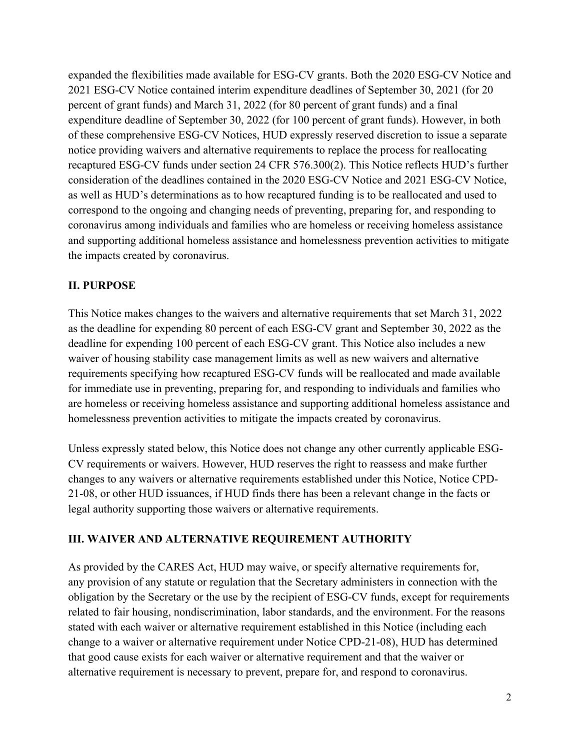expanded the flexibilities made available for ESG-CV grants. Both the 2020 ESG-CV Notice and 2021 ESG-CV Notice contained interim expenditure deadlines of September 30, 2021 (for 20 percent of grant funds) and March 31, 2022 (for 80 percent of grant funds) and a final expenditure deadline of September 30, 2022 (for 100 percent of grant funds). However, in both of these comprehensive ESG-CV Notices, HUD expressly reserved discretion to issue a separate notice providing waivers and alternative requirements to replace the process for reallocating recaptured ESG-CV funds under section 24 CFR 576.300(2). This Notice reflects HUD's further consideration of the deadlines contained in the 2020 ESG-CV Notice and 2021 ESG-CV Notice, as well as HUD's determinations as to how recaptured funding is to be reallocated and used to correspond to the ongoing and changing needs of preventing, preparing for, and responding to coronavirus among individuals and families who are homeless or receiving homeless assistance and supporting additional homeless assistance and homelessness prevention activities to mitigate the impacts created by coronavirus.

## II. PURPOSE

This Notice makes changes to the waivers and alternative requirements that set March 31, 2022 as the deadline for expending 80 percent of each ESG-CV grant and September 30, 2022 as the deadline for expending 100 percent of each ESG-CV grant. This Notice also includes a new waiver of housing stability case management limits as well as new waivers and alternative requirements specifying how recaptured ESG-CV funds will be reallocated and made available for immediate use in preventing, preparing for, and responding to individuals and families who are homeless or receiving homeless assistance and supporting additional homeless assistance and homelessness prevention activities to mitigate the impacts created by coronavirus.

Unless expressly stated below, this Notice does not change any other currently applicable ESG-CV requirements or waivers. However, HUD reserves the right to reassess and make further changes to any waivers or alternative requirements established under this Notice, Notice CPD-21-08, or other HUD issuances, if HUD finds there has been a relevant change in the facts or legal authority supporting those waivers or alternative requirements.

## III. WAIVER AND ALTERNATIVE REQUIREMENT AUTHORITY

As provided by the CARES Act, HUD may waive, or specify alternative requirements for, any provision of any statute or regulation that the Secretary administers in connection with the obligation by the Secretary or the use by the recipient of ESG-CV funds, except for requirements related to fair housing, nondiscrimination, labor standards, and the environment. For the reasons stated with each waiver or alternative requirement established in this Notice (including each change to a waiver or alternative requirement under Notice CPD-21-08), HUD has determined that good cause exists for each waiver or alternative requirement and that the waiver or alternative requirement is necessary to prevent, prepare for, and respond to coronavirus.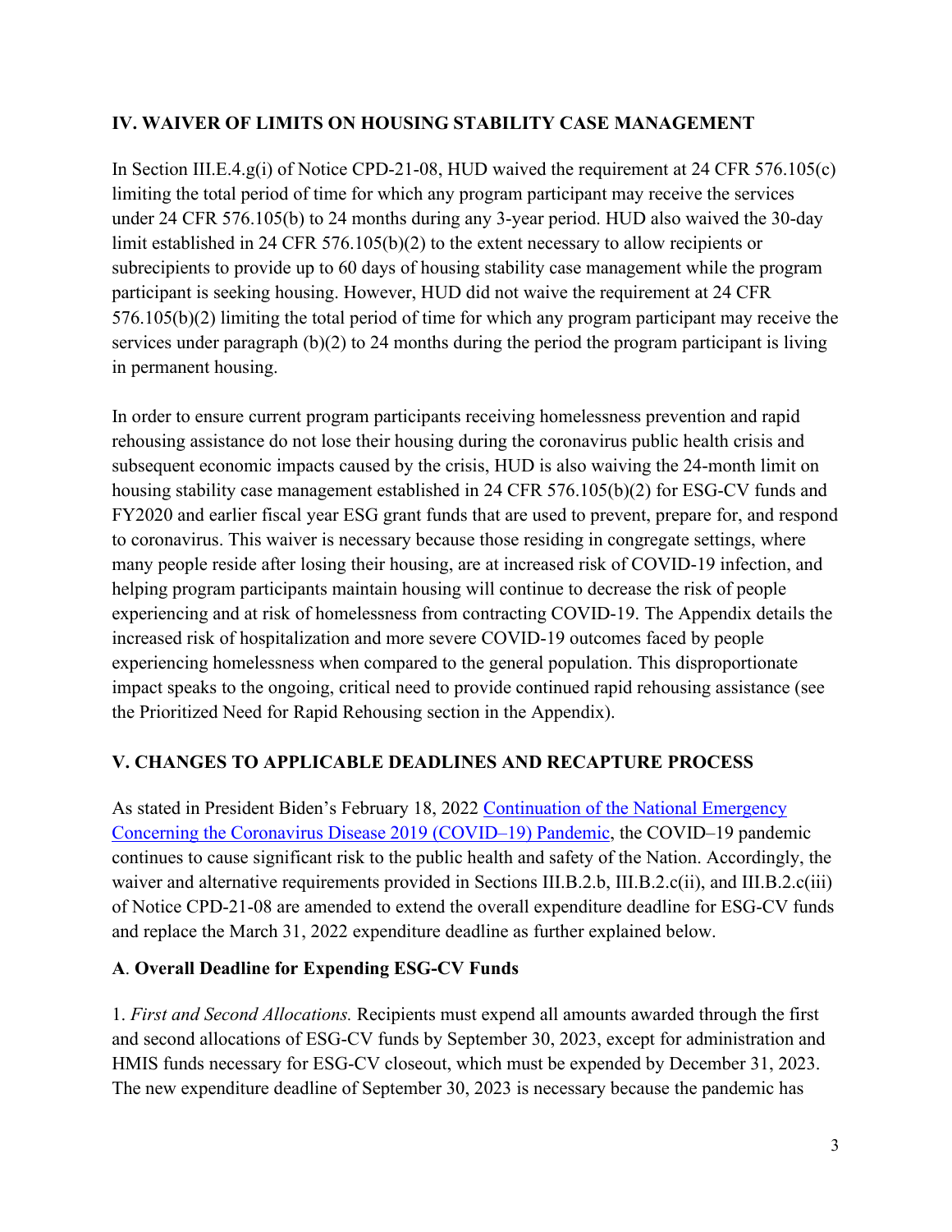## IV. WAIVER OF LIMITS ON HOUSING STABILITY CASE MANAGEMENT

In Section III.E.4.g(i) of Notice CPD-21-08, HUD waived the requirement at 24 CFR 576.105(c) limiting the total period of time for which any program participant may receive the services under 24 CFR 576.105(b) to 24 months during any 3-year period. HUD also waived the 30-day limit established in 24 CFR 576.105(b)(2) to the extent necessary to allow recipients or subrecipients to provide up to 60 days of housing stability case management while the program participant is seeking housing. However, HUD did not waive the requirement at 24 CFR 576.105(b)(2) limiting the total period of time for which any program participant may receive the services under paragraph (b)(2) to 24 months during the period the program participant is living in permanent housing.

In order to ensure current program participants receiving homelessness prevention and rapid rehousing assistance do not lose their housing during the coronavirus public health crisis and subsequent economic impacts caused by the crisis, HUD is also waiving the 24-month limit on housing stability case management established in 24 CFR 576.105(b)(2) for ESG-CV funds and FY2020 and earlier fiscal year ESG grant funds that are used to prevent, prepare for, and respond to coronavirus. This waiver is necessary because those residing in congregate settings, where many people reside after losing their housing, are at increased risk of COVID-19 infection, and helping program participants maintain housing will continue to decrease the risk of people experiencing and at risk of homelessness from contracting COVID-19. The Appendix details the increased risk of hospitalization and more severe COVID-19 outcomes faced by people experiencing homelessness when compared to the general population. This disproportionate impact speaks to the ongoing, critical need to provide continued rapid rehousing assistance (see the Prioritized Need for Rapid Rehousing section in the Appendix).

## V. CHANGES TO APPLICABLE DEADLINES AND RECAPTURE PROCESS

As stated in President Biden's February 18, 2022 Continuation of the National Emergency Concerning the Coronavirus Disease 2019 (COVID–19) Pandemic, the COVID–19 pandemic continues to cause significant risk to the public health and safety of the Nation. Accordingly, the waiver and alternative requirements provided in Sections III.B.2.b, III.B.2.c(ii), and III.B.2.c(iii) of Notice CPD-21-08 are amended to extend the overall expenditure deadline for ESG-CV funds and replace the March 31, 2022 expenditure deadline as further explained below.

### A. Overall Deadline for Expending ESG-CV Funds

1. *First and Second Allocations.* Recipients must expend all amounts awarded through the first and second allocations of ESG-CV funds by September 30, 2023, except for administration and HMIS funds necessary for ESG-CV closeout, which must be expended by December 31, 2023. The new expenditure deadline of September 30, 2023 is necessary because the pandemic has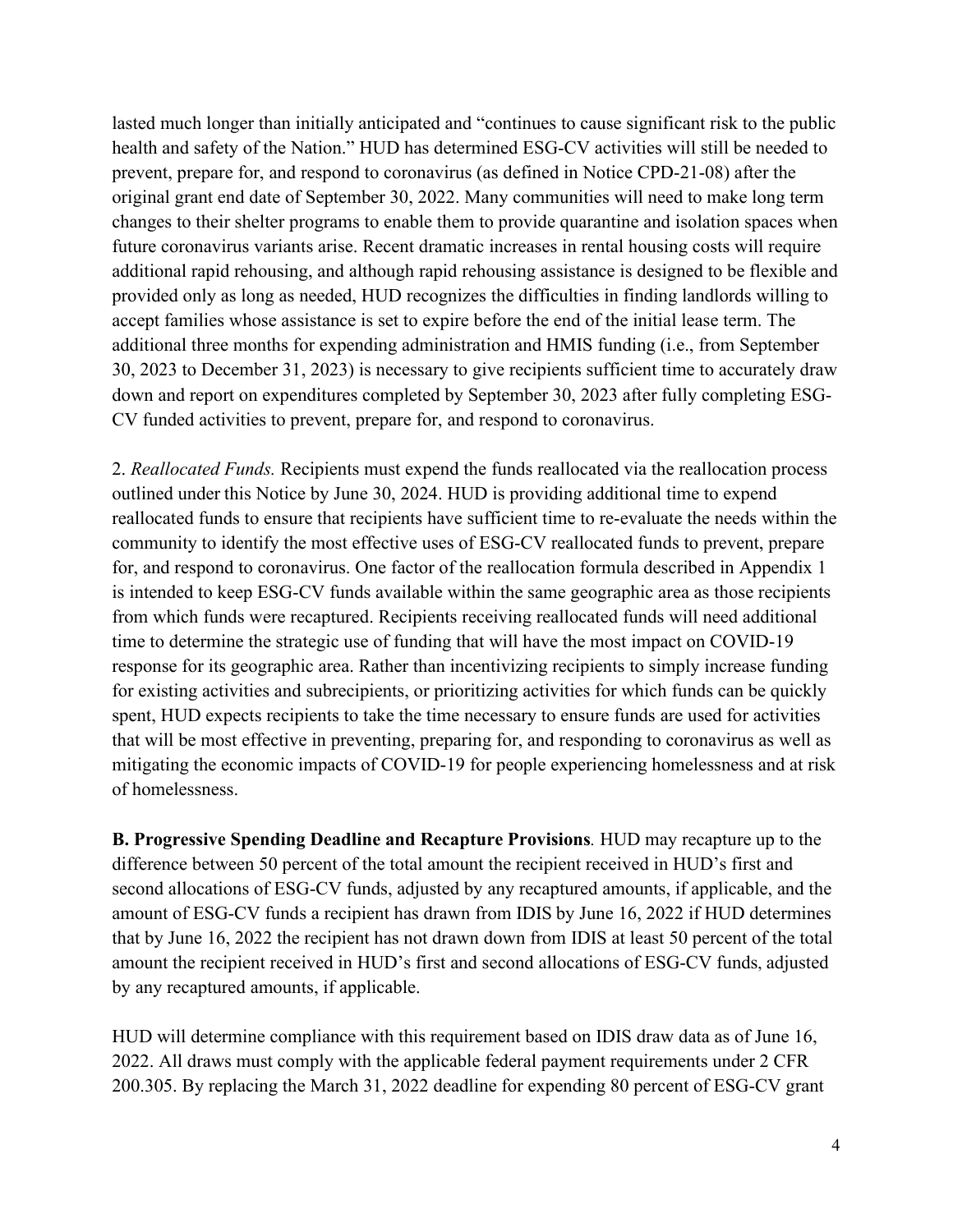lasted much longer than initially anticipated and "continues to cause significant risk to the public health and safety of the Nation." HUD has determined ESG-CV activities will still be needed to prevent, prepare for, and respond to coronavirus (as defined in Notice CPD-21-08) after the original grant end date of September 30, 2022. Many communities will need to make long term changes to their shelter programs to enable them to provide quarantine and isolation spaces when future coronavirus variants arise. Recent dramatic increases in rental housing costs will require additional rapid rehousing, and although rapid rehousing assistance is designed to be flexible and provided only as long as needed, HUD recognizes the difficulties in finding landlords willing to accept families whose assistance is set to expire before the end of the initial lease term. The additional three months for expending administration and HMIS funding (i.e., from September 30, 2023 to December 31, 2023) is necessary to give recipients sufficient time to accurately draw down and report on expenditures completed by September 30, 2023 after fully completing ESG-CV funded activities to prevent, prepare for, and respond to coronavirus.

2. *Reallocated Funds.* Recipients must expend the funds reallocated via the reallocation process outlined under this Notice by June 30, 2024. HUD is providing additional time to expend reallocated funds to ensure that recipients have sufficient time to re-evaluate the needs within the community to identify the most effective uses of ESG-CV reallocated funds to prevent, prepare for, and respond to coronavirus. One factor of the reallocation formula described in Appendix 1 is intended to keep ESG-CV funds available within the same geographic area as those recipients from which funds were recaptured. Recipients receiving reallocated funds will need additional time to determine the strategic use of funding that will have the most impact on COVID-19 response for its geographic area. Rather than incentivizing recipients to simply increase funding for existing activities and subrecipients, or prioritizing activities for which funds can be quickly spent, HUD expects recipients to take the time necessary to ensure funds are used for activities that will be most effective in preventing, preparing for, and responding to coronavirus as well as mitigating the economic impacts of COVID-19 for people experiencing homelessness and at risk of homelessness.

**B. Progressive Spending Deadline and Recapture Provisions***.* HUD may recapture up to the difference between 50 percent of the total amount the recipient received in HUD's first and second allocations of ESG-CV funds, adjusted by any recaptured amounts, if applicable, and the amount of ESG-CV funds a recipient has drawn from IDIS by June 16, 2022 if HUD determines that by June 16, 2022 the recipient has not drawn down from IDIS at least 50 percent of the total amount the recipient received in HUD's first and second allocations of ESG-CV funds, adjusted by any recaptured amounts, if applicable.

HUD will determine compliance with this requirement based on IDIS draw data as of June 16, 2022. All draws must comply with the applicable federal payment requirements under 2 CFR 200.305. By replacing the March 31, 2022 deadline for expending 80 percent of ESG-CV grant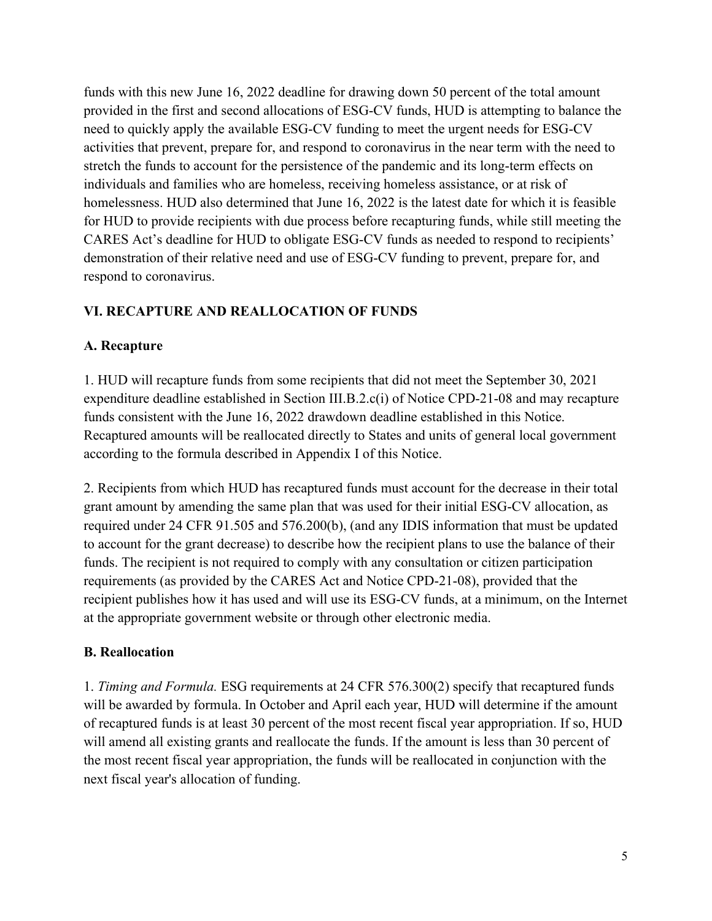funds with this new June 16, 2022 deadline for drawing down 50 percent of the total amount provided in the first and second allocations of ESG-CV funds, HUD is attempting to balance the need to quickly apply the available ESG-CV funding to meet the urgent needs for ESG-CV activities that prevent, prepare for, and respond to coronavirus in the near term with the need to stretch the funds to account for the persistence of the pandemic and its long-term effects on individuals and families who are homeless, receiving homeless assistance, or at risk of homelessness. HUD also determined that June 16, 2022 is the latest date for which it is feasible for HUD to provide recipients with due process before recapturing funds, while still meeting the CARES Act's deadline for HUD to obligate ESG-CV funds as needed to respond to recipients' demonstration of their relative need and use of ESG-CV funding to prevent, prepare for, and respond to coronavirus.

## VI. RECAPTURE AND REALLOCATION OF FUNDS

### A. Recapture

1. HUD will recapture funds from some recipients that did not meet the September 30, 2021 expenditure deadline established in Section III.B.2.c(i) of Notice CPD-21-08 and may recapture funds consistent with the June 16, 2022 drawdown deadline established in this Notice. Recaptured amounts will be reallocated directly to States and units of general local government according to the formula described in Appendix I of this Notice.

2. Recipients from which HUD has recaptured funds must account for the decrease in their total grant amount by amending the same plan that was used for their initial ESG-CV allocation, as required under 24 CFR 91.505 and 576.200(b), (and any IDIS information that must be updated to account for the grant decrease) to describe how the recipient plans to use the balance of their funds. The recipient is not required to comply with any consultation or citizen participation requirements (as provided by the CARES Act and Notice CPD-21-08), provided that the recipient publishes how it has used and will use its ESG-CV funds, at a minimum, on the Internet at the appropriate government website or through other electronic media.

### B. Reallocation

1. *Timing and Formula.* ESG requirements at 24 CFR 576.300(2) specify that recaptured funds will be awarded by formula. In October and April each year, HUD will determine if the amount of recaptured funds is at least 30 percent of the most recent fiscal year appropriation. If so, HUD will amend all existing grants and reallocate the funds. If the amount is less than 30 percent of the most recent fiscal year appropriation, the funds will be reallocated in conjunction with the next fiscal year's allocation of funding.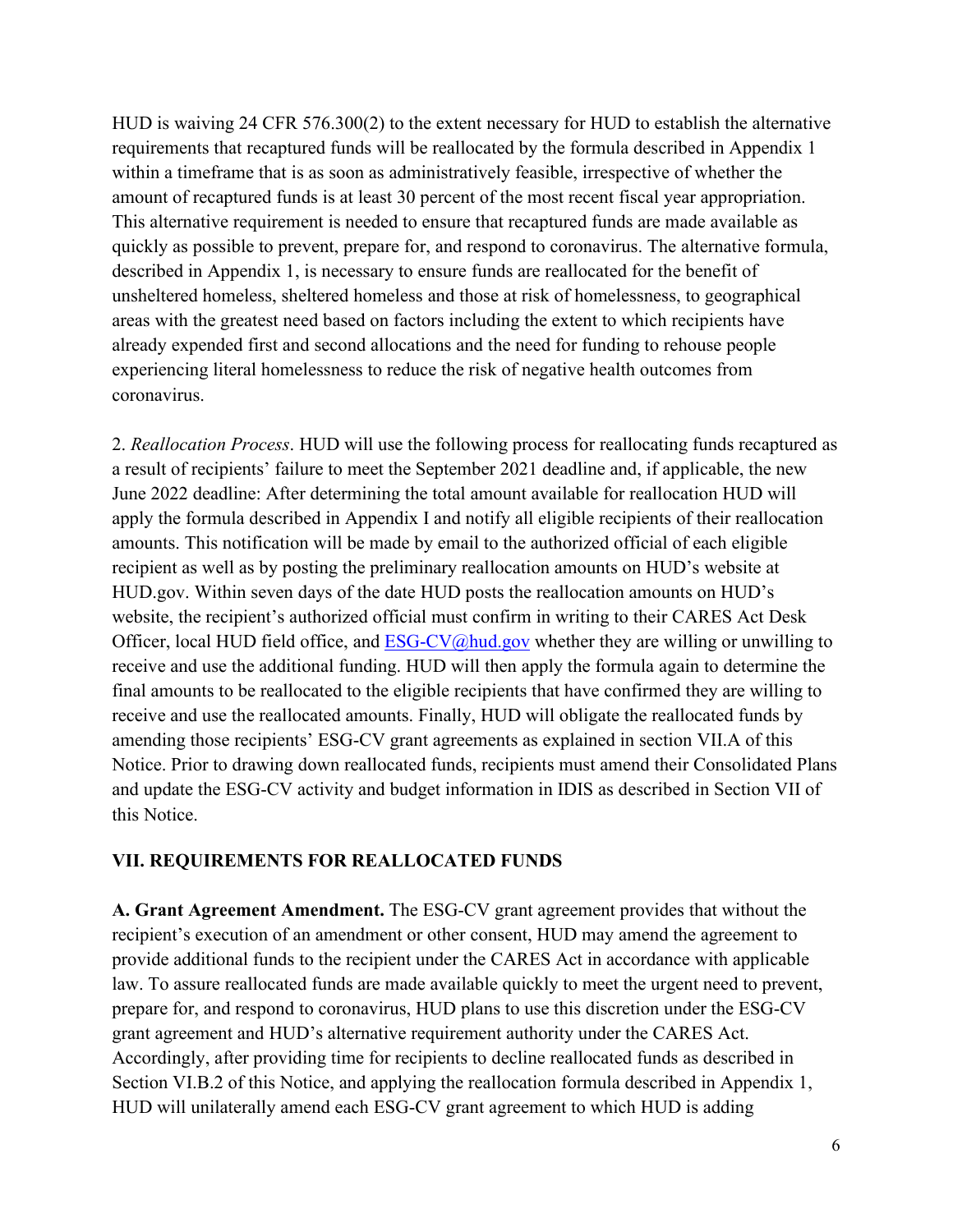HUD is waiving 24 CFR 576.300(2) to the extent necessary for HUD to establish the alternative requirements that recaptured funds will be reallocated by the formula described in Appendix 1 within a timeframe that is as soon as administratively feasible, irrespective of whether the amount of recaptured funds is at least 30 percent of the most recent fiscal year appropriation. This alternative requirement is needed to ensure that recaptured funds are made available as quickly as possible to prevent, prepare for, and respond to coronavirus. The alternative formula, described in Appendix 1, is necessary to ensure funds are reallocated for the benefit of unsheltered homeless, sheltered homeless and those at risk of homelessness, to geographical areas with the greatest need based on factors including the extent to which recipients have already expended first and second allocations and the need for funding to rehouse people experiencing literal homelessness to reduce the risk of negative health outcomes from coronavirus.

2. *Reallocation Process*. HUD will use the following process for reallocating funds recaptured as a result of recipients' failure to meet the September 2021 deadline and, if applicable, the new June 2022 deadline: After determining the total amount available for reallocation HUD will apply the formula described in Appendix I and notify all eligible recipients of their reallocation amounts. This notification will be made by email to the authorized official of each eligible recipient as well as by posting the preliminary reallocation amounts on HUD's website at HUD.gov. Within seven days of the date HUD posts the reallocation amounts on HUD's website, the recipient's authorized official must confirm in writing to their CARES Act Desk Officer, local HUD field office, and ESG-CV@hud.gov whether they are willing or unwilling to receive and use the additional funding. HUD will then apply the formula again to determine the final amounts to be reallocated to the eligible recipients that have confirmed they are willing to receive and use the reallocated amounts. Finally, HUD will obligate the reallocated funds by amending those recipients' ESG-CV grant agreements as explained in section VII.A of this Notice. Prior to drawing down reallocated funds, recipients must amend their Consolidated Plans and update the ESG-CV activity and budget information in IDIS as described in Section VII of this Notice.

## VII. REQUIREMENTS FOR REALLOCATED FUNDS

**A. Grant Agreement Amendment.** The ESG-CV grant agreement provides that without the recipient's execution of an amendment or other consent, HUD may amend the agreement to provide additional funds to the recipient under the CARES Act in accordance with applicable law. To assure reallocated funds are made available quickly to meet the urgent need to prevent, prepare for, and respond to coronavirus, HUD plans to use this discretion under the ESG-CV grant agreement and HUD's alternative requirement authority under the CARES Act. Accordingly, after providing time for recipients to decline reallocated funds as described in Section VI.B.2 of this Notice, and applying the reallocation formula described in Appendix 1, HUD will unilaterally amend each ESG-CV grant agreement to which HUD is adding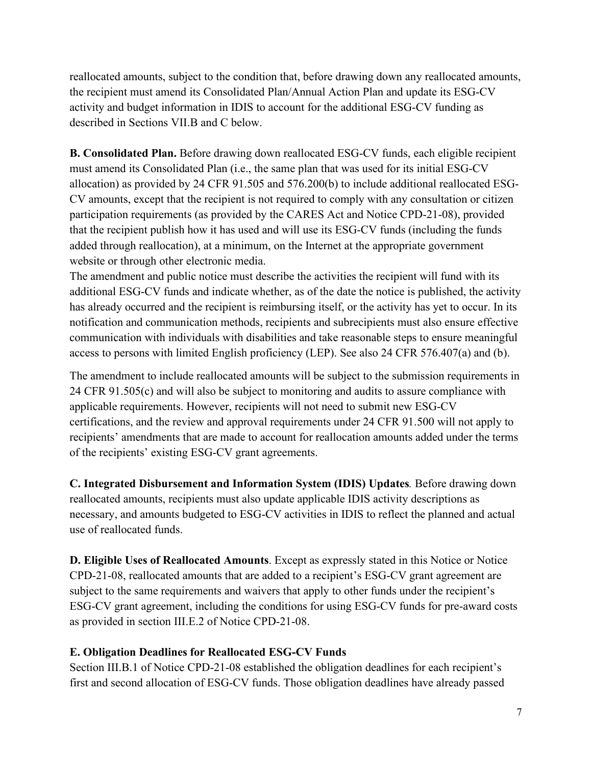reallocated amounts, subject to the condition that, before drawing down any reallocated amounts, the recipient must amend its Consolidated Plan/Annual Action Plan and update its ESG-CV activity and budget information in IDIS to account for the additional ESG-CV funding as described in Sections VII.B and C below.

**B. Consolidated Plan.** Before drawing down reallocated ESG-CV funds, each eligible recipient must amend its Consolidated Plan (i.e., the same plan that was used for its initial ESG-CV allocation) as provided by 24 CFR 91.505 and 576.200(b) to include additional reallocated ESG-CV amounts, except that the recipient is not required to comply with any consultation or citizen participation requirements (as provided by the CARES Act and Notice CPD-21-08), provided that the recipient publish how it has used and will use its ESG-CV funds (including the funds added through reallocation), at a minimum, on the Internet at the appropriate government website or through other electronic media.

The amendment and public notice must describe the activities the recipient will fund with its additional ESG-CV funds and indicate whether, as of the date the notice is published, the activity has already occurred and the recipient is reimbursing itself, or the activity has yet to occur. In its notification and communication methods, recipients and subrecipients must also ensure effective communication with individuals with disabilities and take reasonable steps to ensure meaningful access to persons with limited English proficiency (LEP). See also 24 CFR 576.407(a) and (b).

The amendment to include reallocated amounts will be subject to the submission requirements in 24 CFR 91.505(c) and will also be subject to monitoring and audits to assure compliance with applicable requirements. However, recipients will not need to submit new ESG-CV certifications, and the review and approval requirements under 24 CFR 91.500 will not apply to recipients' amendments that are made to account for reallocation amounts added under the terms of the recipients' existing ESG-CV grant agreements.

**C. Integrated Disbursement and Information System (IDIS) Updates***.* Before drawing down reallocated amounts, recipients must also update applicable IDIS activity descriptions as necessary, and amounts budgeted to ESG-CV activities in IDIS to reflect the planned and actual use of reallocated funds.

**D. Eligible Uses of Reallocated Amounts**. Except as expressly stated in this Notice or Notice CPD-21-08, reallocated amounts that are added to a recipient's ESG-CV grant agreement are subject to the same requirements and waivers that apply to other funds under the recipient's ESG-CV grant agreement, including the conditions for using ESG-CV funds for pre-award costs as provided in section III.E.2 of Notice CPD-21-08.

**E. Obligation Deadlines for Reallocated ESG-CV Funds**

Section III.B.1 of Notice CPD-21-08 established the obligation deadlines for each recipient's first and second allocation of ESG-CV funds. Those obligation deadlines have already passed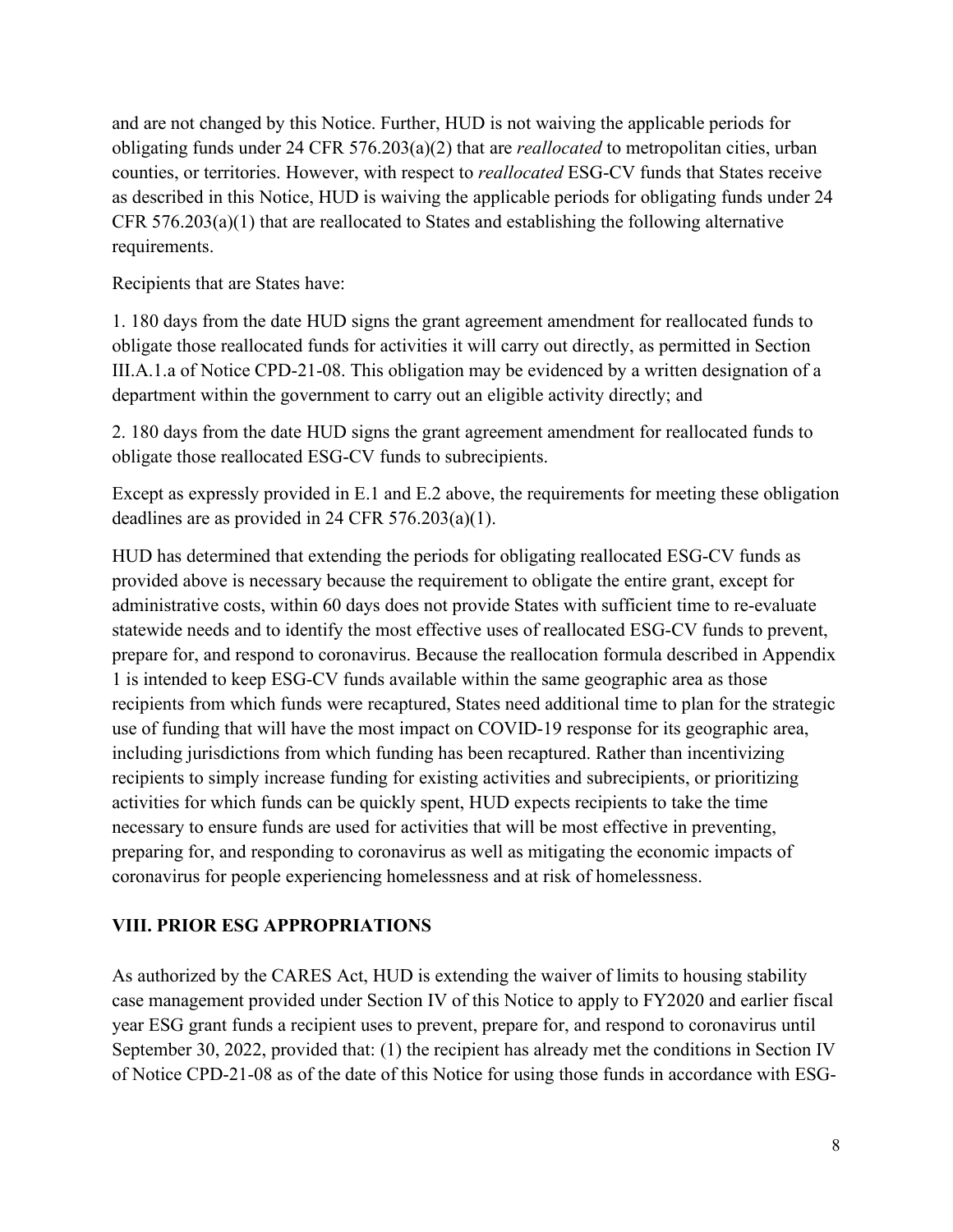and are not changed by this Notice. Further, HUD is not waiving the applicable periods for obligating funds under 24 CFR 576.203(a)(2) that are *reallocated* to metropolitan cities, urban counties, or territories. However, with respect to *reallocated* ESG-CV funds that States receive as described in this Notice, HUD is waiving the applicable periods for obligating funds under 24 CFR 576.203(a)(1) that are reallocated to States and establishing the following alternative requirements.

Recipients that are States have:

1. 180 days from the date HUD signs the grant agreement amendment for reallocated funds to obligate those reallocated funds for activities it will carry out directly, as permitted in Section III.A.1.a of Notice CPD-21-08. This obligation may be evidenced by a written designation of a department within the government to carry out an eligible activity directly; and

2. 180 days from the date HUD signs the grant agreement amendment for reallocated funds to obligate those reallocated ESG-CV funds to subrecipients.

Except as expressly provided in E.1 and E.2 above, the requirements for meeting these obligation deadlines are as provided in 24 CFR 576.203(a)(1).

HUD has determined that extending the periods for obligating reallocated ESG-CV funds as provided above is necessary because the requirement to obligate the entire grant, except for administrative costs, within 60 days does not provide States with sufficient time to re-evaluate statewide needs and to identify the most effective uses of reallocated ESG-CV funds to prevent, prepare for, and respond to coronavirus. Because the reallocation formula described in Appendix 1 is intended to keep ESG-CV funds available within the same geographic area as those recipients from which funds were recaptured, States need additional time to plan for the strategic use of funding that will have the most impact on COVID-19 response for its geographic area, including jurisdictions from which funding has been recaptured. Rather than incentivizing recipients to simply increase funding for existing activities and subrecipients, or prioritizing activities for which funds can be quickly spent, HUD expects recipients to take the time necessary to ensure funds are used for activities that will be most effective in preventing, preparing for, and responding to coronavirus as well as mitigating the economic impacts of coronavirus for people experiencing homelessness and at risk of homelessness.

## VIII. PRIOR ESG APPROPRIATIONS

As authorized by the CARES Act, HUD is extending the waiver of limits to housing stability case management provided under Section IV of this Notice to apply to FY2020 and earlier fiscal year ESG grant funds a recipient uses to prevent, prepare for, and respond to coronavirus until September 30, 2022, provided that: (1) the recipient has already met the conditions in Section IV of Notice CPD-21-08 as of the date of this Notice for using those funds in accordance with ESG-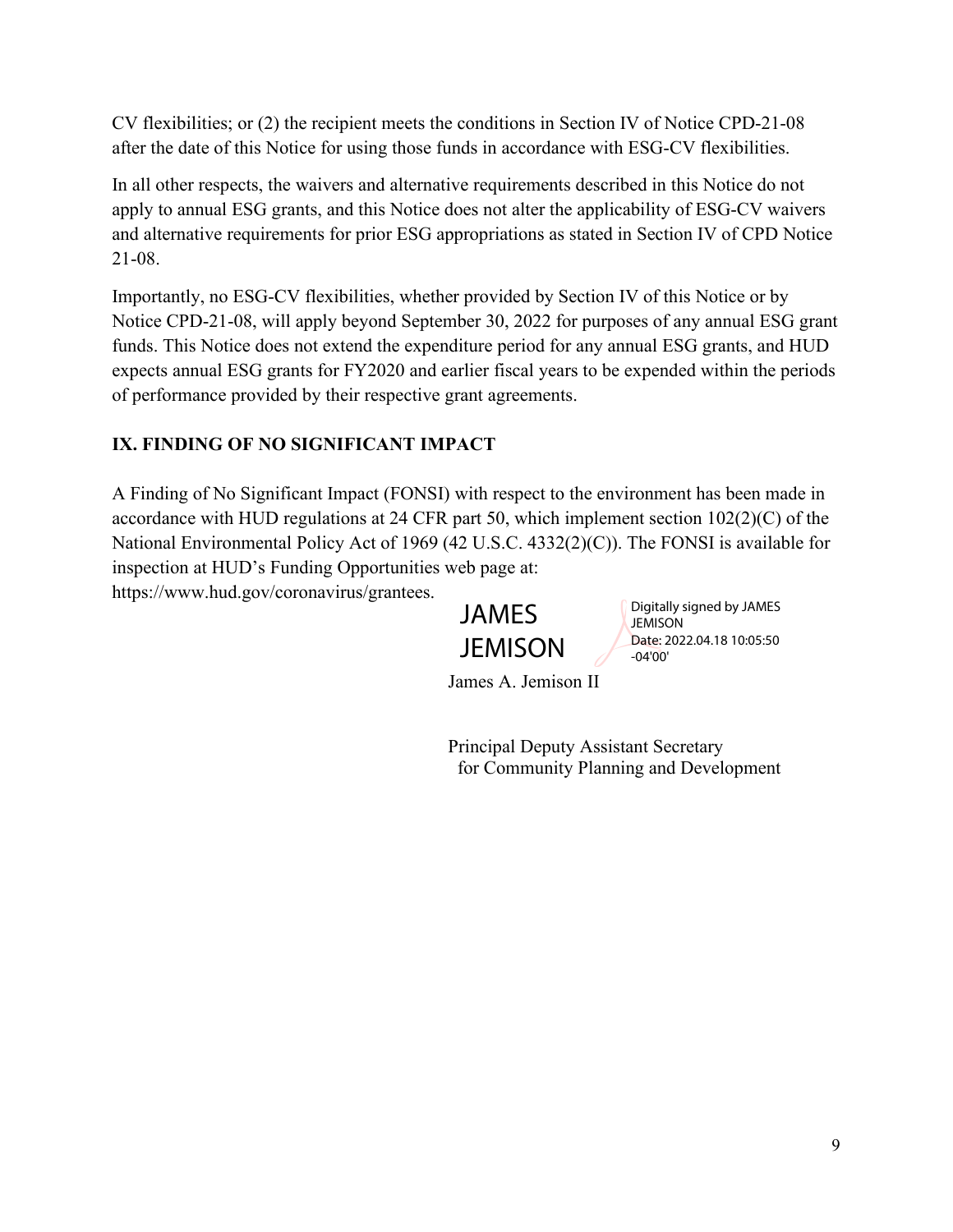CV flexibilities; or (2) the recipient meets the conditions in Section IV of Notice CPD-21-08 after the date of this Notice for using those funds in accordance with ESG-CV flexibilities.

In all other respects, the waivers and alternative requirements described in this Notice do not apply to annual ESG grants, and this Notice does not alter the applicability of ESG-CV waivers and alternative requirements for prior ESG appropriations as stated in Section IV of CPD Notice 21-08.

Importantly, no ESG-CV flexibilities, whether provided by Section IV of this Notice or by Notice CPD-21-08, will apply beyond September 30, 2022 for purposes of any annual ESG grant funds. This Notice does not extend the expenditure period for any annual ESG grants, and HUD expects annual ESG grants for FY2020 and earlier fiscal years to be expended within the periods of performance provided by their respective grant agreements.

## IX. FINDING OF NO SIGNIFICANT IMPACT

A Finding of No Significant Impact (FONSI) with respect to the environment has been made in accordance with HUD regulations at 24 CFR part 50, which implement section 102(2)(C) of the National Environmental Policy Act of 1969 (42 U.S.C. 4332(2)(C)). The FONSI is available for inspection at HUD's Funding Opportunities web page at: https://www.hud.gov/coronavirus/grantees.

JAMES JEMISON

Digitally signed by JAMES JEMISON
Date: 2022.04.18 10:05:50 -04'00'

James A. Jemison II

Principal Deputy Assistant Secretary
for Community Planning and Development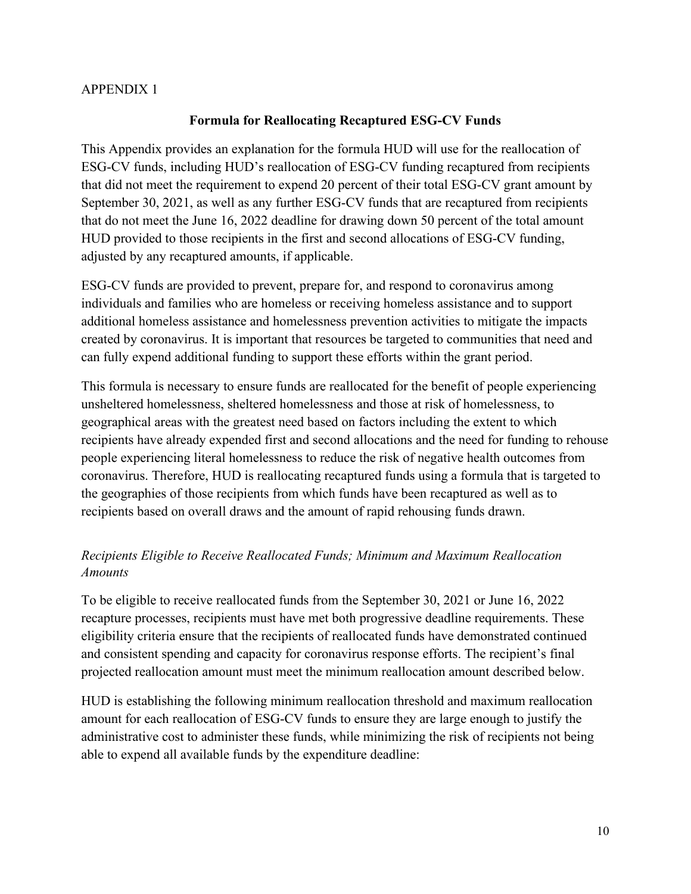APPENDIX 1

## Formula for Reallocating Recaptured ESG-CV Funds

This Appendix provides an explanation for the formula HUD will use for the reallocation of ESG-CV funds, including HUD's reallocation of ESG-CV funding recaptured from recipients that did not meet the requirement to expend 20 percent of their total ESG-CV grant amount by September 30, 2021, as well as any further ESG-CV funds that are recaptured from recipients that do not meet the June 16, 2022 deadline for drawing down 50 percent of the total amount HUD provided to those recipients in the first and second allocations of ESG-CV funding, adjusted by any recaptured amounts, if applicable.

ESG-CV funds are provided to prevent, prepare for, and respond to coronavirus among individuals and families who are homeless or receiving homeless assistance and to support additional homeless assistance and homelessness prevention activities to mitigate the impacts created by coronavirus. It is important that resources be targeted to communities that need and can fully expend additional funding to support these efforts within the grant period.

This formula is necessary to ensure funds are reallocated for the benefit of people experiencing unsheltered homelessness, sheltered homelessness and those at risk of homelessness, to geographical areas with the greatest need based on factors including the extent to which recipients have already expended first and second allocations and the need for funding to rehouse people experiencing literal homelessness to reduce the risk of negative health outcomes from coronavirus. Therefore, HUD is reallocating recaptured funds using a formula that is targeted to the geographies of those recipients from which funds have been recaptured as well as to recipients based on overall draws and the amount of rapid rehousing funds drawn.

### *Recipients Eligible to Receive Reallocated Funds; Minimum and Maximum Reallocation Amounts*

To be eligible to receive reallocated funds from the September 30, 2021 or June 16, 2022 recapture processes, recipients must have met both progressive deadline requirements. These eligibility criteria ensure that the recipients of reallocated funds have demonstrated continued and consistent spending and capacity for coronavirus response efforts. The recipient's final projected reallocation amount must meet the minimum reallocation amount described below.

HUD is establishing the following minimum reallocation threshold and maximum reallocation amount for each reallocation of ESG-CV funds to ensure they are large enough to justify the administrative cost to administer these funds, while minimizing the risk of recipients not being able to expend all available funds by the expenditure deadline: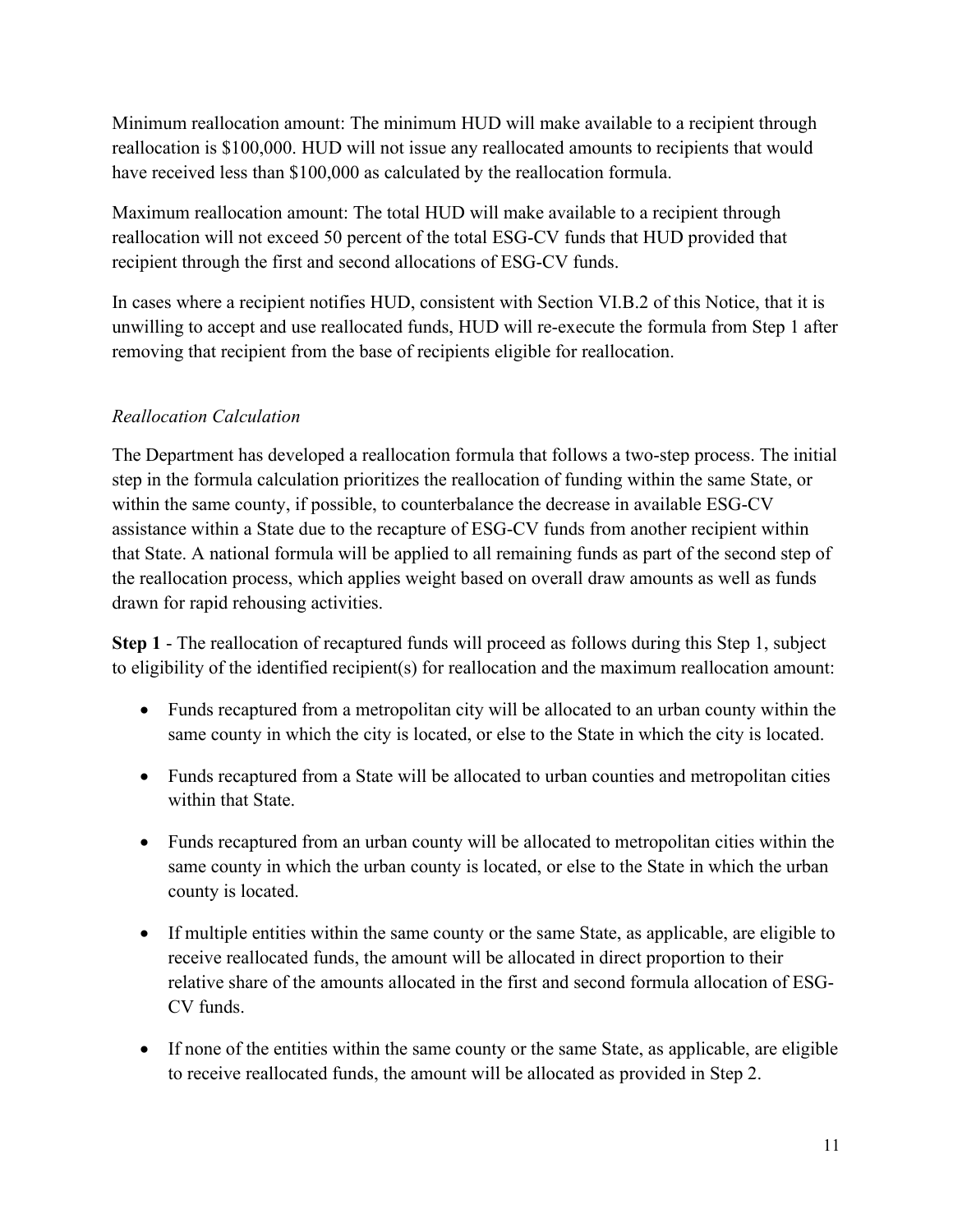Minimum reallocation amount: The minimum HUD will make available to a recipient through reallocation is $100,000. HUD will not issue any reallocated amounts to recipients that would have received less than $100,000 as calculated by the reallocation formula.

Maximum reallocation amount: The total HUD will make available to a recipient through reallocation will not exceed 50 percent of the total ESG-CV funds that HUD provided that recipient through the first and second allocations of ESG-CV funds.

In cases where a recipient notifies HUD, consistent with Section VI.B.2 of this Notice, that it is unwilling to accept and use reallocated funds, HUD will re-execute the formula from Step 1 after removing that recipient from the base of recipients eligible for reallocation.

*Reallocation Calculation*

The Department has developed a reallocation formula that follows a two-step process. The initial step in the formula calculation prioritizes the reallocation of funding within the same State, or within the same county, if possible, to counterbalance the decrease in available ESG-CV assistance within a State due to the recapture of ESG-CV funds from another recipient within that State. A national formula will be applied to all remaining funds as part of the second step of the reallocation process, which applies weight based on overall draw amounts as well as funds drawn for rapid rehousing activities.

**Step 1** - The reallocation of recaptured funds will proceed as follows during this Step 1, subject to eligibility of the identified recipient(s) for reallocation and the maximum reallocation amount:

- Funds recaptured from a metropolitan city will be allocated to an urban county within the same county in which the city is located, or else to the State in which the city is located.
- Funds recaptured from a State will be allocated to urban counties and metropolitan cities within that State.
- Funds recaptured from an urban county will be allocated to metropolitan cities within the same county in which the urban county is located, or else to the State in which the urban county is located.
- If multiple entities within the same county or the same State, as applicable, are eligible to receive reallocated funds, the amount will be allocated in direct proportion to their relative share of the amounts allocated in the first and second formula allocation of ESG-CV funds.
- If none of the entities within the same county or the same State, as applicable, are eligible to receive reallocated funds, the amount will be allocated as provided in Step 2.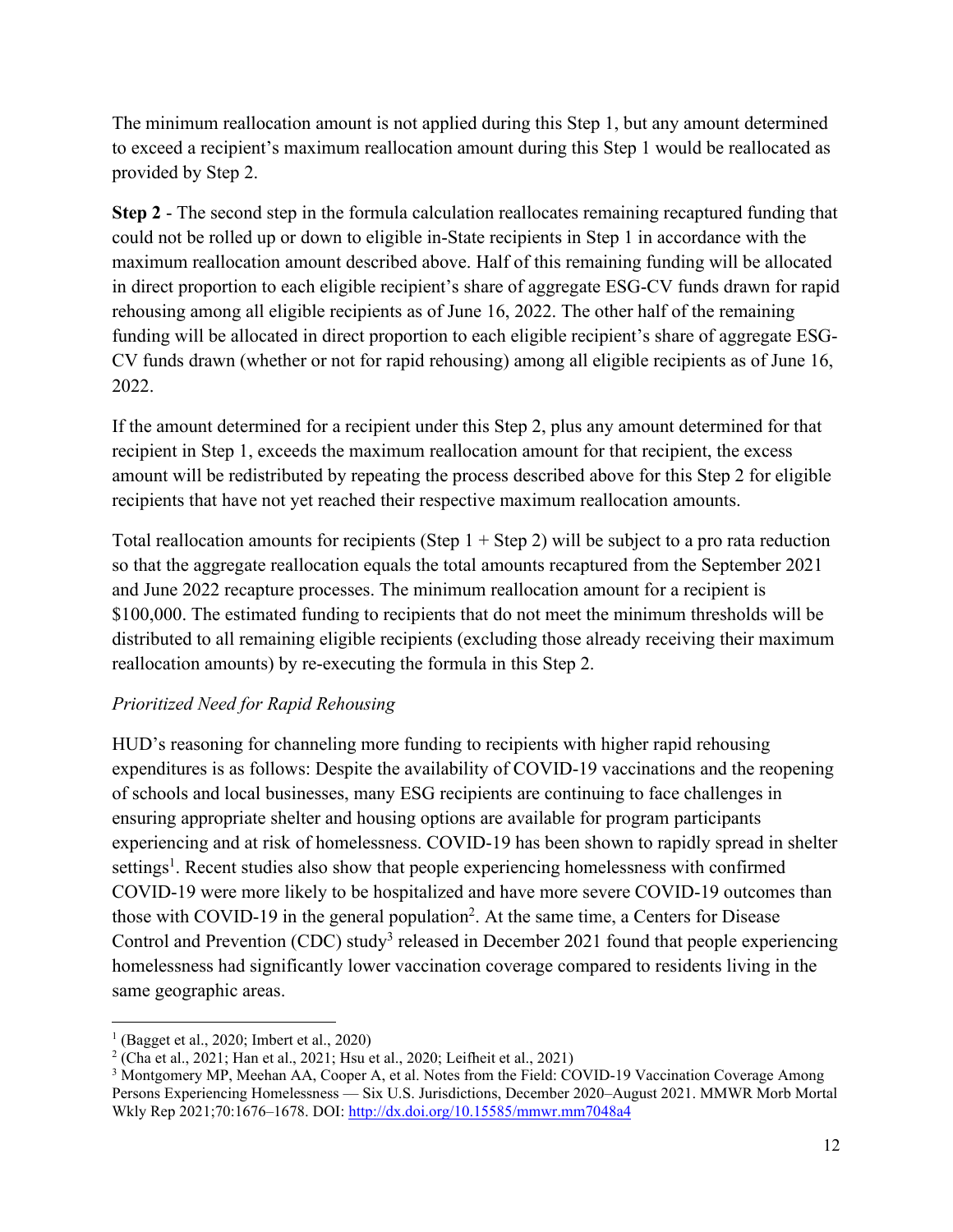The minimum reallocation amount is not applied during this Step 1, but any amount determined to exceed a recipient's maximum reallocation amount during this Step 1 would be reallocated as provided by Step 2.

**Step 2** - The second step in the formula calculation reallocates remaining recaptured funding that could not be rolled up or down to eligible in-State recipients in Step 1 in accordance with the maximum reallocation amount described above. Half of this remaining funding will be allocated in direct proportion to each eligible recipient's share of aggregate ESG-CV funds drawn for rapid rehousing among all eligible recipients as of June 16, 2022. The other half of the remaining funding will be allocated in direct proportion to each eligible recipient's share of aggregate ESG-CV funds drawn (whether or not for rapid rehousing) among all eligible recipients as of June 16, 2022.

If the amount determined for a recipient under this Step 2, plus any amount determined for that recipient in Step 1, exceeds the maximum reallocation amount for that recipient, the excess amount will be redistributed by repeating the process described above for this Step 2 for eligible recipients that have not yet reached their respective maximum reallocation amounts.

Total reallocation amounts for recipients (Step 1 + Step 2) will be subject to a pro rata reduction so that the aggregate reallocation equals the total amounts recaptured from the September 2021 and June 2022 recapture processes. The minimum reallocation amount for a recipient is $100,000. The estimated funding to recipients that do not meet the minimum thresholds will be distributed to all remaining eligible recipients (excluding those already receiving their maximum reallocation amounts) by re-executing the formula in this Step 2.

*Prioritized Need for Rapid Rehousing*

HUD's reasoning for channeling more funding to recipients with higher rapid rehousing expenditures is as follows: Despite the availability of COVID-19 vaccinations and the reopening of schools and local businesses, many ESG recipients are continuing to face challenges in ensuring appropriate shelter and housing options are available for program participants experiencing and at risk of homelessness. COVID-19 has been shown to rapidly spread in shelter settings[1]. Recent studies also show that people experiencing homelessness with confirmed COVID-19 were more likely to be hospitalized and have more severe COVID-19 outcomes than those with COVID-19 in the general population[2]. At the same time, a Centers for Disease Control and Prevention (CDC) study[3] released in December 2021 found that people experiencing homelessness had significantly lower vaccination coverage compared to residents living in the same geographic areas.

---

[1] (Bagget et al., 2020; Imbert et al., 2020)

[2] (Cha et al., 2021; Han et al., 2021; Hsu et al., 2020; Leifheit et al., 2021)

[3] Montgomery MP, Meehan AA, Cooper A, et al. Notes from the Field: COVID-19 Vaccination Coverage Among Persons Experiencing Homelessness — Six U.S. Jurisdictions, December 2020–August 2021. MMWR Morb Mortal Wkly Rep 2021;70:1676–1678. DOI: http://dx.doi.org/10.15585/mmwr.mm7048a4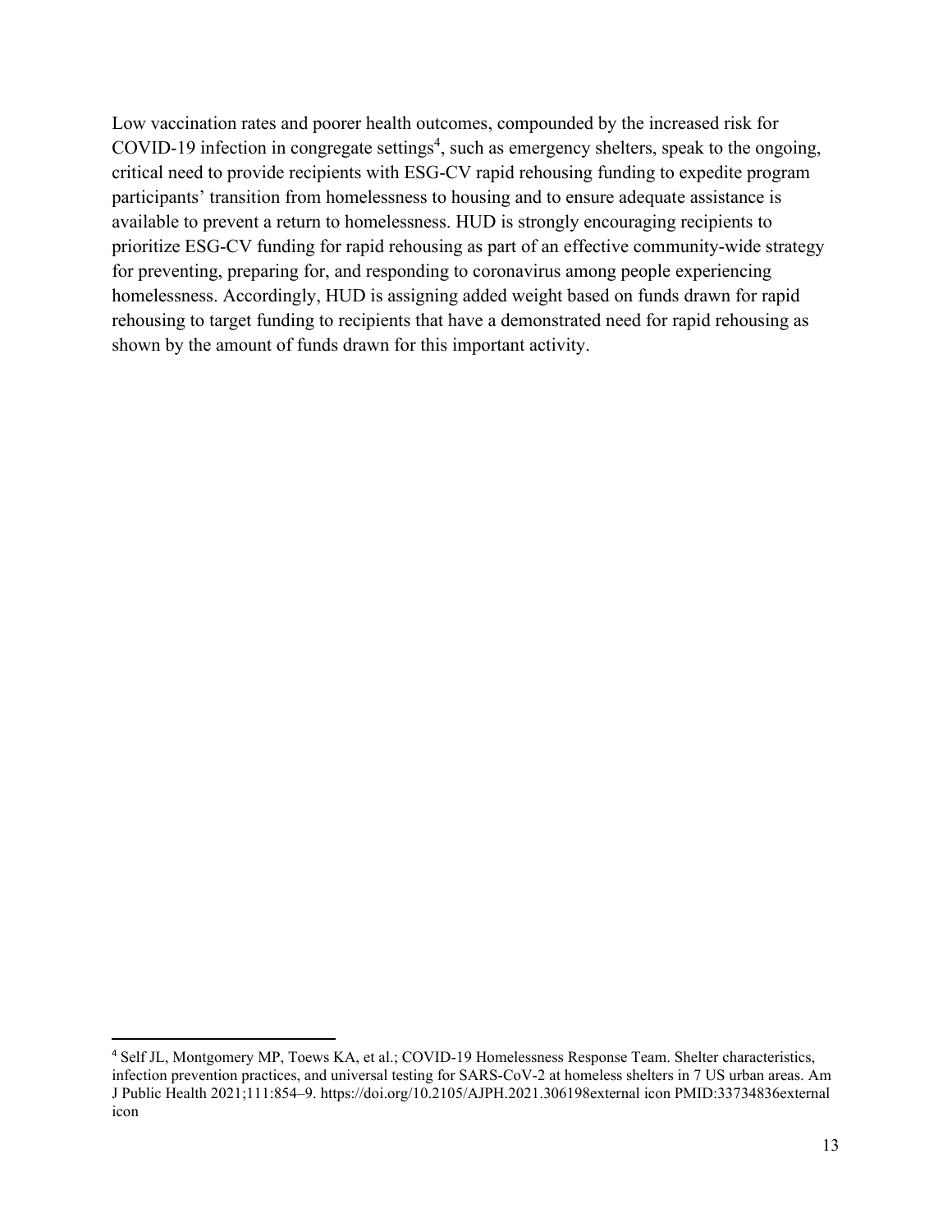Low vaccination rates and poorer health outcomes, compounded by the increased risk for COVID-19 infection in congregate settings[4], such as emergency shelters, speak to the ongoing, critical need to provide recipients with ESG-CV rapid rehousing funding to expedite program participants' transition from homelessness to housing and to ensure adequate assistance is available to prevent a return to homelessness. HUD is strongly encouraging recipients to prioritize ESG-CV funding for rapid rehousing as part of an effective community-wide strategy for preventing, preparing for, and responding to coronavirus among people experiencing homelessness. Accordingly, HUD is assigning added weight based on funds drawn for rapid rehousing to target funding to recipients that have a demonstrated need for rapid rehousing as shown by the amount of funds drawn for this important activity.

---

[4] Self JL, Montgomery MP, Toews KA, et al.; COVID-19 Homelessness Response Team. Shelter characteristics, infection prevention practices, and universal testing for SARS-CoV-2 at homeless shelters in 7 US urban areas. Am J Public Health 2021;111:854–9. https://doi.org/10.2105/AJPH.2021.306198external icon PMID:33734836external icon